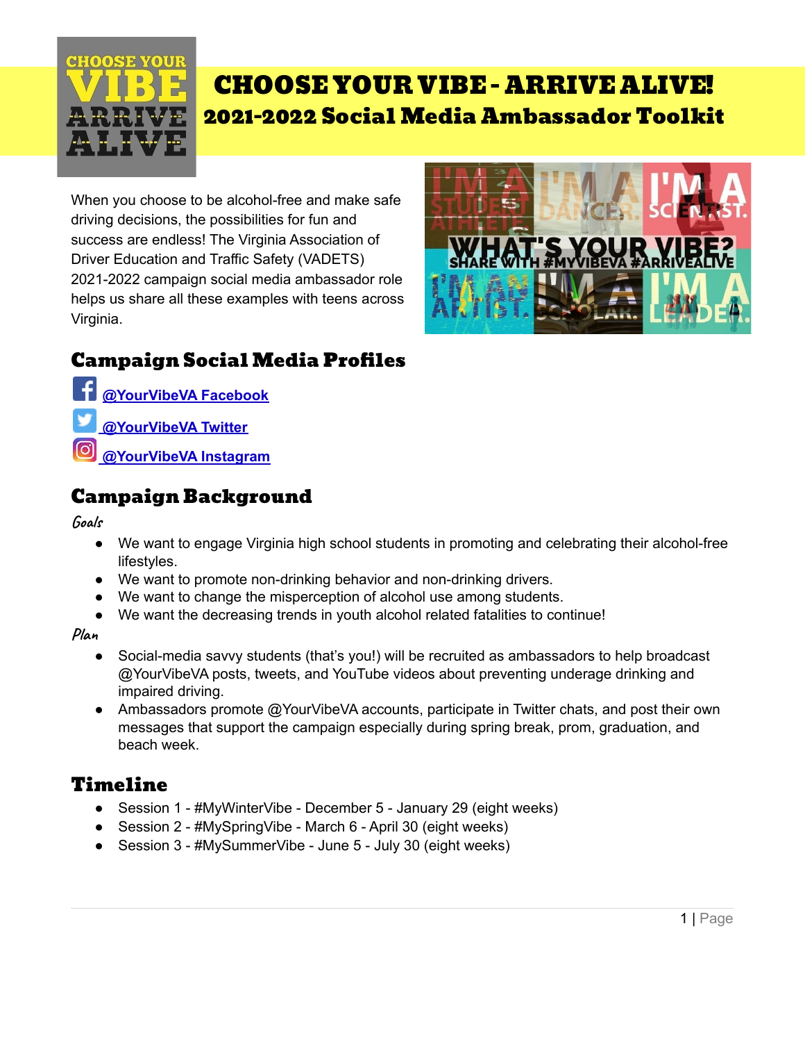# CHOOSE YOUR VIBE - ARRIVE ALIVE!

## 2021-2022 Social Media Ambassador Toolkit

When you choose to be alcohol-free and make safe driving decisions, the possibilities for fun and success are endless! The Virginia Association of Driver Education and Traffic Safety (VADETS) 2021-2022 campaign social media ambassador role helps us share all these examples with teens across Virginia.

## Campaign Social Media Profiles

[@YourVibeVA Facebook]

[@YourVibeVA Twitter]

[@YourVibeVA Instagram]

## Campaign Background

### *Goals*

- We want to engage Virginia high school students in promoting and celebrating their alcohol-free lifestyles.
- We want to promote non-drinking behavior and non-drinking drivers.
- We want to change the misperception of alcohol use among students.
- We want the decreasing trends in youth alcohol related fatalities to continue!

### *Plan*

- Social-media savvy students (that's you!) will be recruited as ambassadors to help broadcast @YourVibeVA posts, tweets, and YouTube videos about preventing underage drinking and impaired driving.
- Ambassadors promote @YourVibeVA accounts, participate in Twitter chats, and post their own messages that support the campaign especially during spring break, prom, graduation, and beach week.

## Timeline

- Session 1 - #MyWinterVibe - December 5 - January 29 (eight weeks)
- Session 2 - #MySpringVibe - March 6 - April 30 (eight weeks)
- Session 3 - #MySummerVibe - June 5 - July 30 (eight weeks)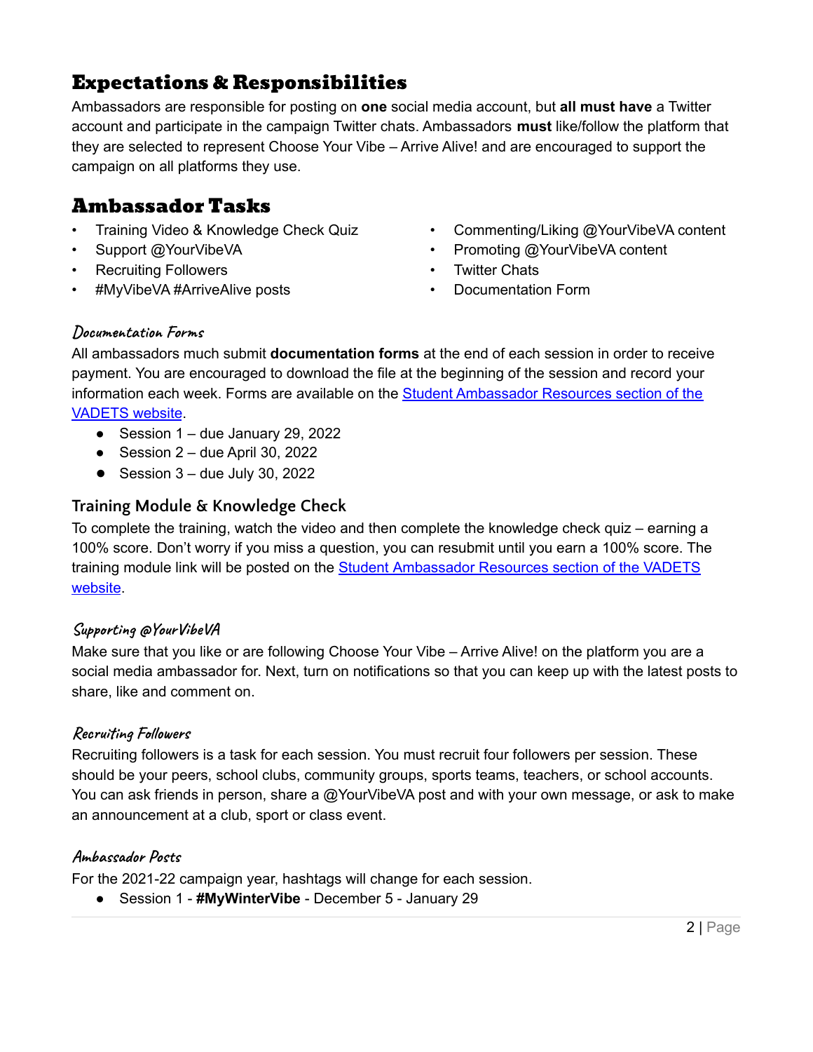## Expectations & Responsibilities

Ambassadors are responsible for posting on **one** social media account, but **all must have** a Twitter account and participate in the campaign Twitter chats. Ambassadors **must** like/follow the platform that they are selected to represent Choose Your Vibe – Arrive Alive! and are encouraged to support the campaign on all platforms they use.

## Ambassador Tasks

- Training Video & Knowledge Check Quiz
- Support @YourVibeVA
- Recruiting Followers
- #MyVibeVA #ArriveAlive posts
- Commenting/Liking @YourVibeVA content
- Promoting @YourVibeVA content
- Twitter Chats
- Documentation Form

### *Documentation Forms*

All ambassadors much submit **documentation forms** at the end of each session in order to receive payment. You are encouraged to download the file at the beginning of the session and record your information each week. Forms are available on the [Student Ambassador Resources section of the VADETS website](#).

- Session 1 – due January 29, 2022
- Session 2 – due April 30, 2022
- Session 3 – due July 30, 2022

### Training Module & Knowledge Check

To complete the training, watch the video and then complete the knowledge check quiz – earning a 100% score. Don't worry if you miss a question, you can resubmit until you earn a 100% score. The training module link will be posted on the [Student Ambassador Resources section of the VADETS website](#).

### *Supporting @YourVibeVA*

Make sure that you like or are following Choose Your Vibe – Arrive Alive! on the platform you are a social media ambassador for. Next, turn on notifications so that you can keep up with the latest posts to share, like and comment on.

### *Recruiting Followers*

Recruiting followers is a task for each session. You must recruit four followers per session. These should be your peers, school clubs, community groups, sports teams, teachers, or school accounts. You can ask friends in person, share a @YourVibeVA post and with your own message, or ask to make an announcement at a club, sport or class event.

### *Ambassador Posts*

For the 2021-22 campaign year, hashtags will change for each session.

- Session 1 - **#MyWinterVibe** - December 5 - January 29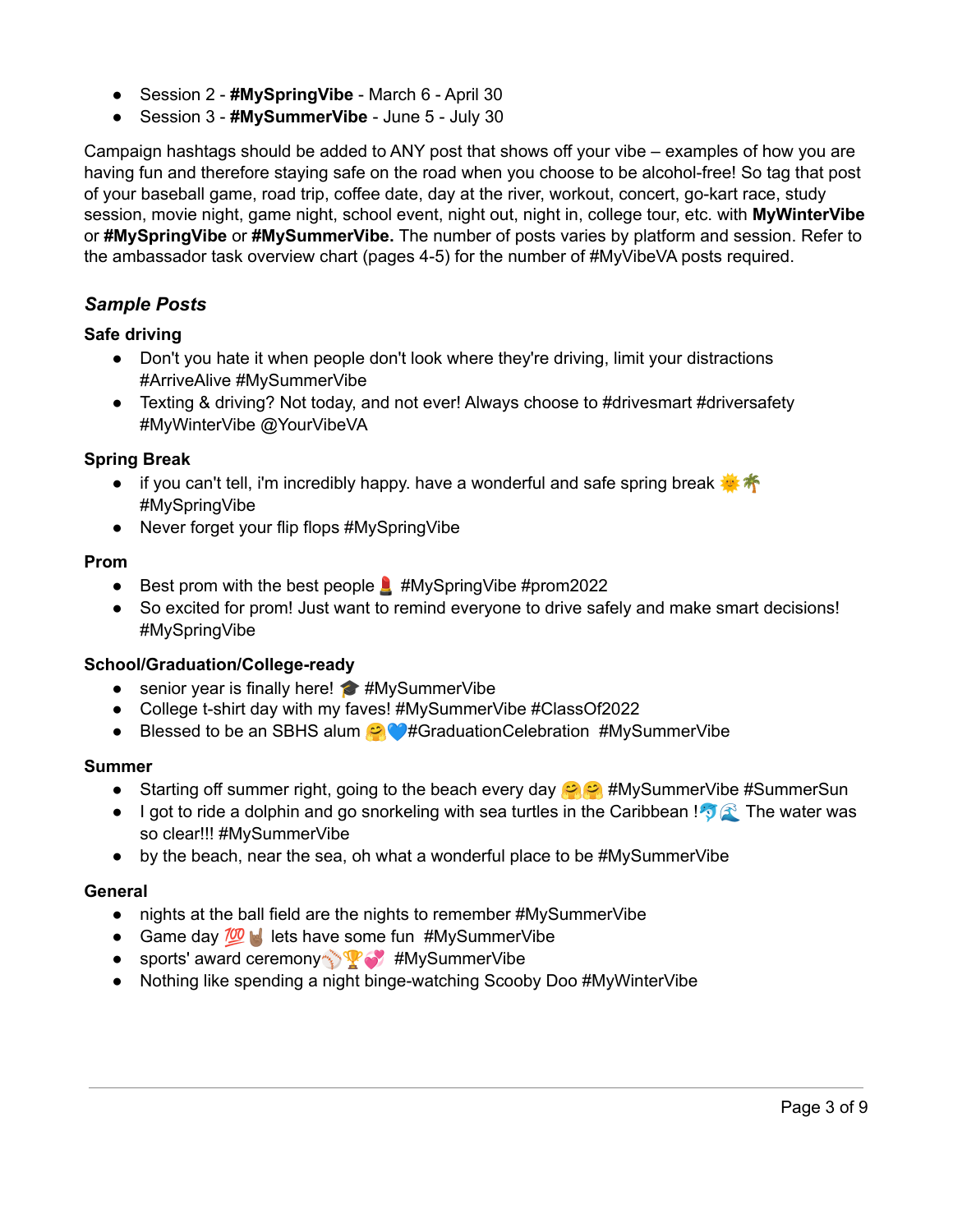- Session 2 - **#MySpringVibe** - March 6 - April 30
- Session 3 - **#MySummerVibe** - June 5 - July 30

Campaign hashtags should be added to ANY post that shows off your vibe – examples of how you are having fun and therefore staying safe on the road when you choose to be alcohol-free! So tag that post of your baseball game, road trip, coffee date, day at the river, workout, concert, go-kart race, study session, movie night, game night, school event, night out, night in, college tour, etc. with **MyWinterVibe** or **#MySpringVibe** or **#MySummerVibe.** The number of posts varies by platform and session. Refer to the ambassador task overview chart (pages 4-5) for the number of #MyVibeVA posts required.

### *Sample Posts*

**Safe driving**

- Don't you hate it when people don't look where they're driving, limit your distractions #ArriveAlive #MySummerVibe
- Texting & driving? Not today, and not ever! Always choose to #drivesmart #driversafety #MyWinterVibe @YourVibeVA

**Spring Break**

- if you can't tell, i'm incredibly happy. have a wonderful and safe spring break 🌞🌴 #MySpringVibe
- Never forget your flip flops #MySpringVibe

**Prom**

- Best prom with the best people 💄 #MySpringVibe #prom2022
- So excited for prom! Just want to remind everyone to drive safely and make smart decisions! #MySpringVibe

**School/Graduation/College-ready**

- senior year is finally here! 🎓 #MySummerVibe
- College t-shirt day with my faves! #MySummerVibe #ClassOf2022
- Blessed to be an SBHS alum 🤗💙#GraduationCelebration #MySummerVibe

**Summer**

- Starting off summer right, going to the beach every day 🤗🤗 #MySummerVibe #SummerSun
- I got to ride a dolphin and go snorkeling with sea turtles in the Caribbean !🐬🌊 The water was so clear!!! #MySummerVibe
- by the beach, near the sea, oh what a wonderful place to be #MySummerVibe

**General**

- nights at the ball field are the nights to remember #MySummerVibe
- Game day 💯🤘🏽 lets have some fun #MySummerVibe
- sports' award ceremony⚾🏆💞 #MySummerVibe
- Nothing like spending a night binge-watching Scooby Doo #MyWinterVibe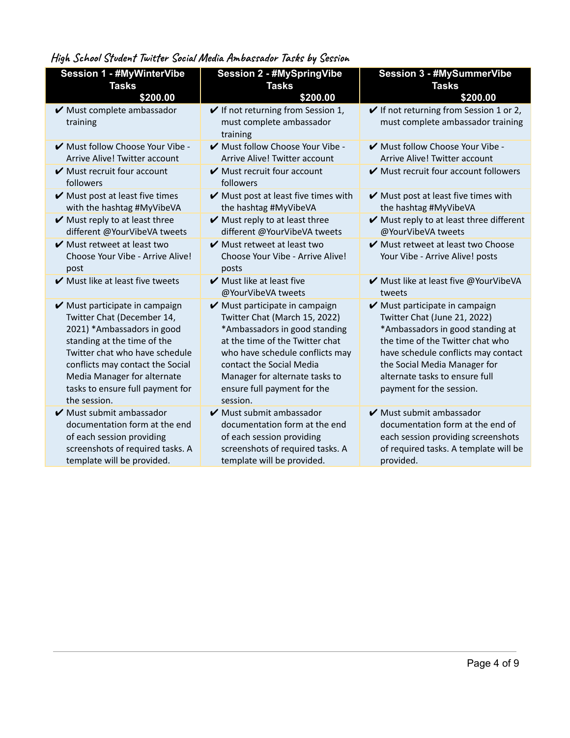### *High School Student Twitter Social Media Ambassador Tasks by Session*

| Session 1 - #MyWinterVibe Tasks $200.00 | Session 2 - #MySpringVibe Tasks $200.00 | Session 3 - #MySummerVibe Tasks $200.00 |
|---|---|---|
| ✔ Must complete ambassador training | ✔ If not returning from Session 1, must complete ambassador training | ✔ If not returning from Session 1 or 2, must complete ambassador training |
| ✔ Must follow Choose Your Vibe - Arrive Alive! Twitter account | ✔ Must follow Choose Your Vibe - Arrive Alive! Twitter account | ✔ Must follow Choose Your Vibe - Arrive Alive! Twitter account |
| ✔ Must recruit four account followers | ✔ Must recruit four account followers | ✔ Must recruit four account followers |
| ✔ Must post at least five times with the hashtag #MyVibeVA | ✔ Must post at least five times with the hashtag #MyVibeVA | ✔ Must post at least five times with the hashtag #MyVibeVA |
| ✔ Must reply to at least three different @YourVibeVA tweets | ✔ Must reply to at least three different @YourVibeVA tweets | ✔ Must reply to at least three different @YourVibeVA tweets |
| ✔ Must retweet at least two Choose Your Vibe - Arrive Alive! post | ✔ Must retweet at least two Choose Your Vibe - Arrive Alive! posts | ✔ Must retweet at least two Choose Your Vibe - Arrive Alive! posts |
| ✔ Must like at least five tweets | ✔ Must like at least five @YourVibeVA tweets | ✔ Must like at least five @YourVibeVA tweets |
| ✔ Must participate in campaign Twitter Chat (December 14, 2021) *Ambassadors in good standing at the time of the Twitter chat who have schedule conflicts may contact the Social Media Manager for alternate tasks to ensure full payment for the session. | ✔ Must participate in campaign Twitter Chat (March 15, 2022) *Ambassadors in good standing at the time of the Twitter chat who have schedule conflicts may contact the Social Media Manager for alternate tasks to ensure full payment for the session. | ✔ Must participate in campaign Twitter Chat (June 21, 2022) *Ambassadors in good standing at the time of the Twitter chat who have schedule conflicts may contact the Social Media Manager for alternate tasks to ensure full payment for the session. |
| ✔ Must submit ambassador documentation form at the end of each session providing screenshots of required tasks. A template will be provided. | ✔ Must submit ambassador documentation form at the end of each session providing screenshots of required tasks. A template will be provided. | ✔ Must submit ambassador documentation form at the end of each session providing screenshots of required tasks. A template will be provided. |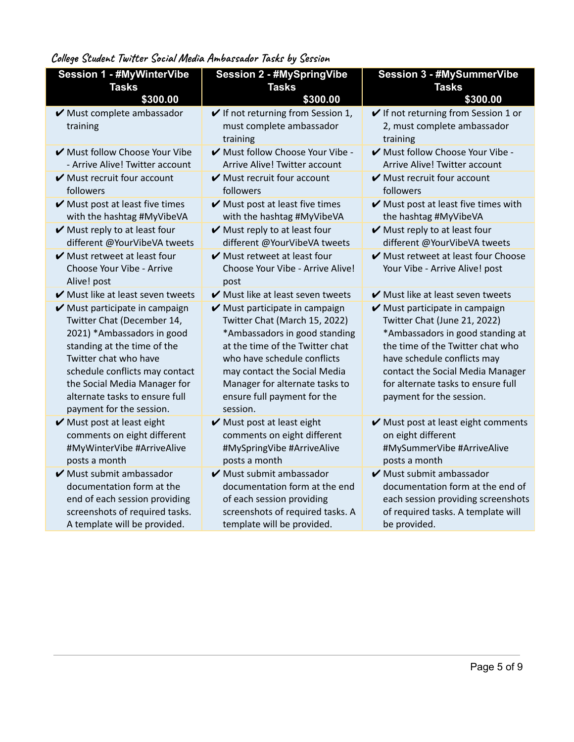*College Student Twitter Social Media Ambassador Tasks by Session*

| Session 1 - #MyWinterVibe Tasks $300.00 | Session 2 - #MySpringVibe Tasks $300.00 | Session 3 - #MySummerVibe Tasks $300.00 |
|---|---|---|
| ✔ Must complete ambassador training | ✔ If not returning from Session 1, must complete ambassador training | ✔ If not returning from Session 1 or 2, must complete ambassador training |
| ✔ Must follow Choose Your Vibe - Arrive Alive! Twitter account | ✔ Must follow Choose Your Vibe - Arrive Alive! Twitter account | ✔ Must follow Choose Your Vibe - Arrive Alive! Twitter account |
| ✔ Must recruit four account followers | ✔ Must recruit four account followers | ✔ Must recruit four account followers |
| ✔ Must post at least five times with the hashtag #MyVibeVA | ✔ Must post at least five times with the hashtag #MyVibeVA | ✔ Must post at least five times with the hashtag #MyVibeVA |
| ✔ Must reply to at least four different @YourVibeVA tweets | ✔ Must reply to at least four different @YourVibeVA tweets | ✔ Must reply to at least four different @YourVibeVA tweets |
| ✔ Must retweet at least four Choose Your Vibe - Arrive Alive! post | ✔ Must retweet at least four Choose Your Vibe - Arrive Alive! post | ✔ Must retweet at least four Choose Your Vibe - Arrive Alive! post |
| ✔ Must like at least seven tweets | ✔ Must like at least seven tweets | ✔ Must like at least seven tweets |
| ✔ Must participate in campaign Twitter Chat (December 14, 2021) *Ambassadors in good standing at the time of the Twitter chat who have schedule conflicts may contact the Social Media Manager for alternate tasks to ensure full payment for the session. | ✔ Must participate in campaign Twitter Chat (March 15, 2022) *Ambassadors in good standing at the time of the Twitter chat who have schedule conflicts may contact the Social Media Manager for alternate tasks to ensure full payment for the session. | ✔ Must participate in campaign Twitter Chat (June 21, 2022) *Ambassadors in good standing at the time of the Twitter chat who have schedule conflicts may contact the Social Media Manager for alternate tasks to ensure full payment for the session. |
| ✔ Must post at least eight comments on eight different #MyWinterVibe #ArriveAlive posts a month | ✔ Must post at least eight comments on eight different #MySpringVibe #ArriveAlive posts a month | ✔ Must post at least eight comments on eight different #MySummerVibe #ArriveAlive posts a month |
| ✔ Must submit ambassador documentation form at the end of each session providing screenshots of required tasks. A template will be provided. | ✔ Must submit ambassador documentation form at the end of each session providing screenshots of required tasks. A template will be provided. | ✔ Must submit ambassador documentation form at the end of each session providing screenshots of required tasks. A template will be provided. |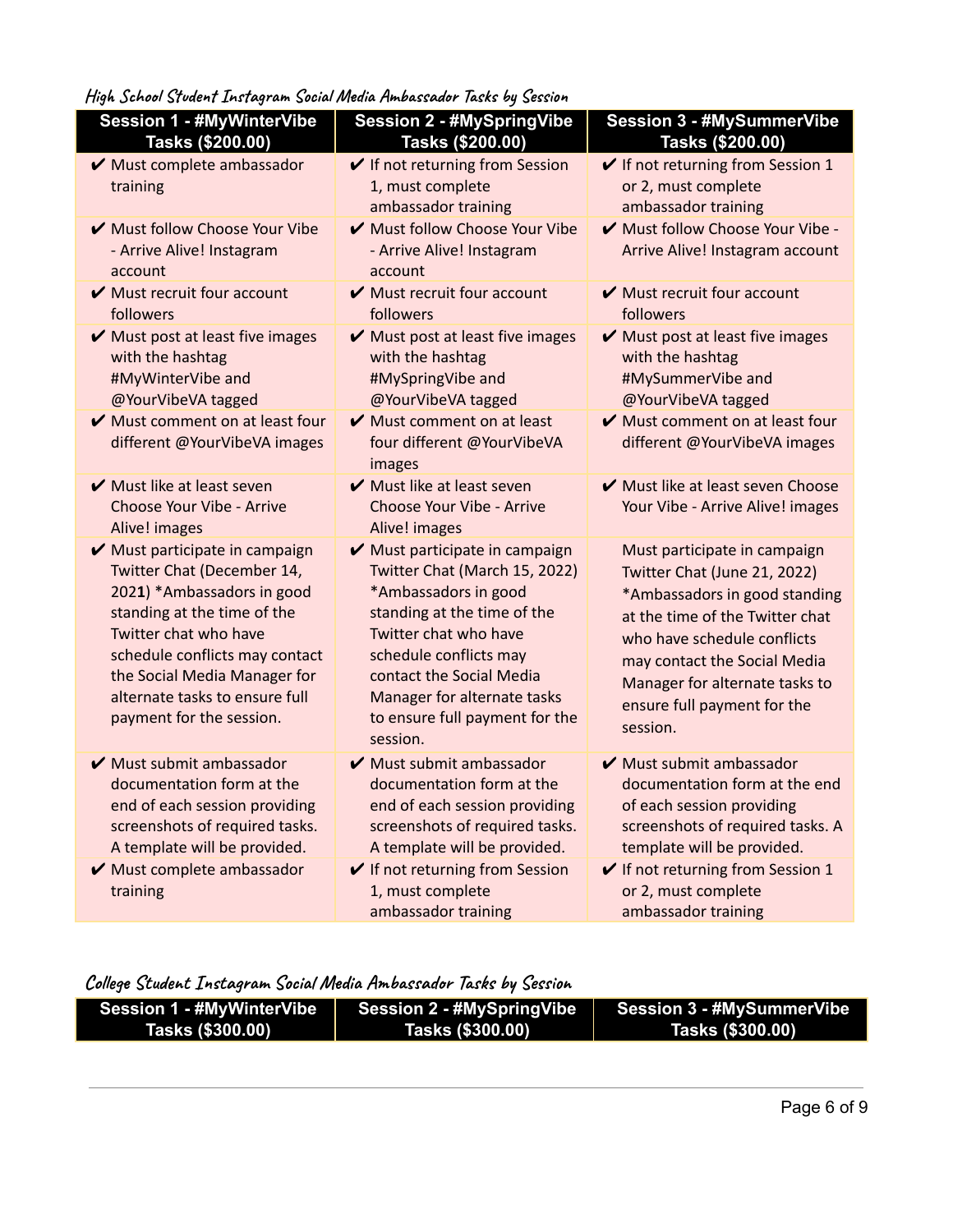*High School Student Instagram Social Media Ambassador Tasks by Session*

| Session 1 - #MyWinterVibe Tasks ($200.00) | Session 2 - #MySpringVibe Tasks ($200.00) | Session 3 - #MySummerVibe Tasks ($200.00) |
|---|---|---|
| ✔ Must complete ambassador training | ✔ If not returning from Session 1, must complete ambassador training | ✔ If not returning from Session 1 or 2, must complete ambassador training |
| ✔ Must follow Choose Your Vibe - Arrive Alive! Instagram account | ✔ Must follow Choose Your Vibe - Arrive Alive! Instagram account | ✔ Must follow Choose Your Vibe - Arrive Alive! Instagram account |
| ✔ Must recruit four account followers | ✔ Must recruit four account followers | ✔ Must recruit four account followers |
| ✔ Must post at least five images with the hashtag #MyWinterVibe and @YourVibeVA tagged | ✔ Must post at least five images with the hashtag #MySpringVibe and @YourVibeVA tagged | ✔ Must post at least five images with the hashtag #MySummerVibe and @YourVibeVA tagged |
| ✔ Must comment on at least four different @YourVibeVA images | ✔ Must comment on at least four different @YourVibeVA images | ✔ Must comment on at least four different @YourVibeVA images |
| ✔ Must like at least seven Choose Your Vibe - Arrive Alive! images | ✔ Must like at least seven Choose Your Vibe - Arrive Alive! images | ✔ Must like at least seven Choose Your Vibe - Arrive Alive! images |
| ✔ Must participate in campaign Twitter Chat (December 14, 2021) *Ambassadors in good standing at the time of the Twitter chat who have schedule conflicts may contact the Social Media Manager for alternate tasks to ensure full payment for the session. | ✔ Must participate in campaign Twitter Chat (March 15, 2022) *Ambassadors in good standing at the time of the Twitter chat who have schedule conflicts may contact the Social Media Manager for alternate tasks to ensure full payment for the session. | Must participate in campaign Twitter Chat (June 21, 2022) *Ambassadors in good standing at the time of the Twitter chat who have schedule conflicts may contact the Social Media Manager for alternate tasks to ensure full payment for the session. |
| ✔ Must submit ambassador documentation form at the end of each session providing screenshots of required tasks. A template will be provided. | ✔ Must submit ambassador documentation form at the end of each session providing screenshots of required tasks. A template will be provided. | ✔ Must submit ambassador documentation form at the end of each session providing screenshots of required tasks. A template will be provided. |
| ✔ Must complete ambassador training | ✔ If not returning from Session 1, must complete ambassador training | ✔ If not returning from Session 1 or 2, must complete ambassador training |

*College Student Instagram Social Media Ambassador Tasks by Session*

| Session 1 - #MyWinterVibe Tasks ($300.00) | Session 2 - #MySpringVibe Tasks ($300.00) | Session 3 - #MySummerVibe Tasks ($300.00) |
|---|---|---|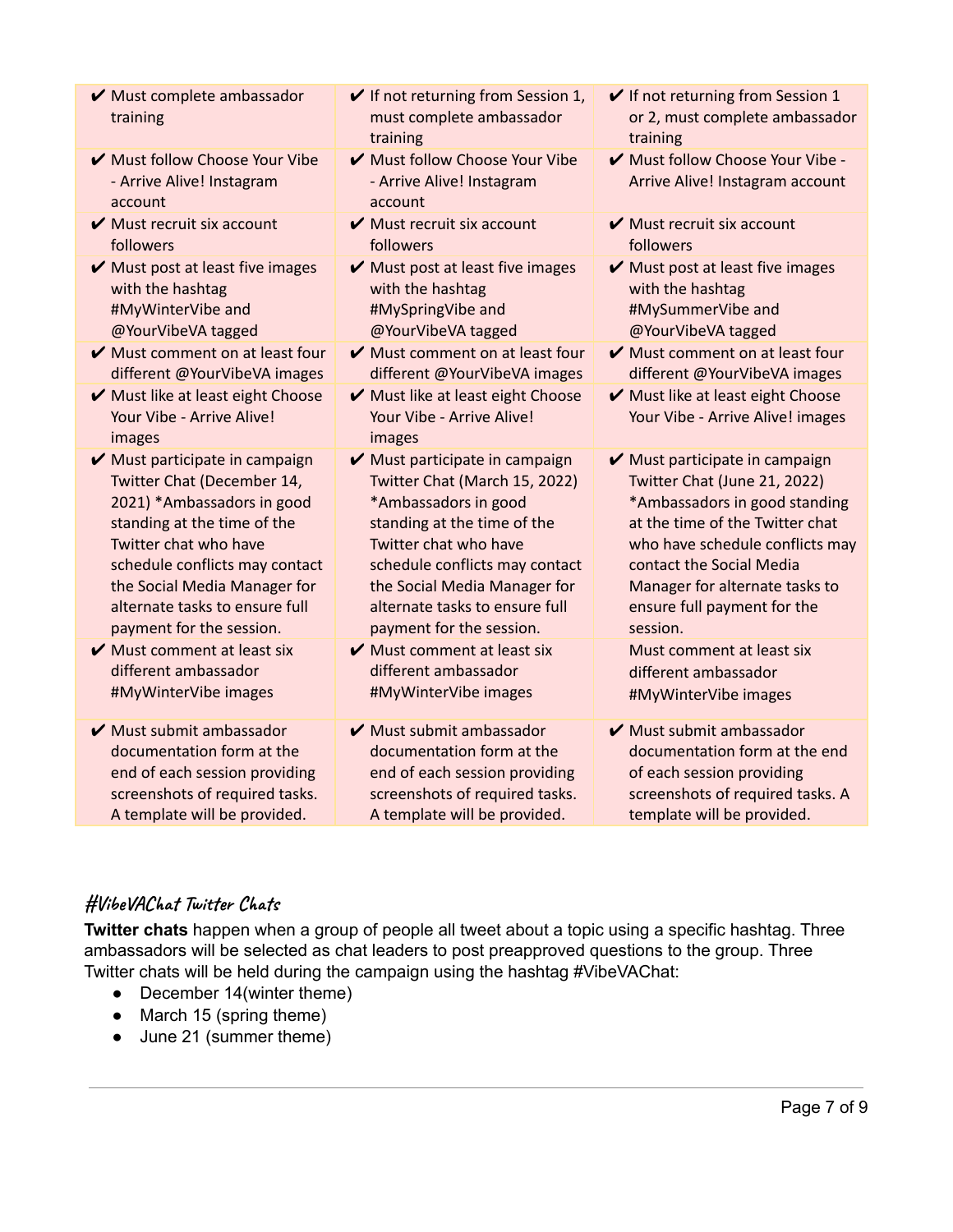| | | |
|---|---|---|
| ✔ Must complete ambassador training | ✔ If not returning from Session 1, must complete ambassador training | ✔ If not returning from Session 1 or 2, must complete ambassador training |
| ✔ Must follow Choose Your Vibe - Arrive Alive! Instagram account | ✔ Must follow Choose Your Vibe - Arrive Alive! Instagram account | ✔ Must follow Choose Your Vibe - Arrive Alive! Instagram account |
| ✔ Must recruit six account followers | ✔ Must recruit six account followers | ✔ Must recruit six account followers |
| ✔ Must post at least five images with the hashtag #MyWinterVibe and @YourVibeVA tagged | ✔ Must post at least five images with the hashtag #MySpringVibe and @YourVibeVA tagged | ✔ Must post at least five images with the hashtag #MySummerVibe and @YourVibeVA tagged |
| ✔ Must comment on at least four different @YourVibeVA images | ✔ Must comment on at least four different @YourVibeVA images | ✔ Must comment on at least four different @YourVibeVA images |
| ✔ Must like at least eight Choose Your Vibe - Arrive Alive! images | ✔ Must like at least eight Choose Your Vibe - Arrive Alive! images | ✔ Must like at least eight Choose Your Vibe - Arrive Alive! images |
| ✔ Must participate in campaign Twitter Chat (December 14, 2021) *Ambassadors in good standing at the time of the Twitter chat who have schedule conflicts may contact the Social Media Manager for alternate tasks to ensure full payment for the session.<br>✔ Must comment at least six different ambassador #MyWinterVibe images | ✔ Must participate in campaign Twitter Chat (March 15, 2022) *Ambassadors in good standing at the time of the Twitter chat who have schedule conflicts may contact the Social Media Manager for alternate tasks to ensure full payment for the session.<br>✔ Must comment at least six different ambassador #MyWinterVibe images | ✔ Must participate in campaign Twitter Chat (June 21, 2022) *Ambassadors in good standing at the time of the Twitter chat who have schedule conflicts may contact the Social Media Manager for alternate tasks to ensure full payment for the session.<br>Must comment at least six different ambassador #MyWinterVibe images |
| ✔ Must submit ambassador documentation form at the end of each session providing screenshots of required tasks. A template will be provided. | ✔ Must submit ambassador documentation form at the end of each session providing screenshots of required tasks. A template will be provided. | ✔ Must submit ambassador documentation form at the end of each session providing screenshots of required tasks. A template will be provided. |

## #VibeVAChat Twitter Chats

**Twitter chats** happen when a group of people all tweet about a topic using a specific hashtag. Three ambassadors will be selected as chat leaders to post preapproved questions to the group. Three Twitter chats will be held during the campaign using the hashtag #VibeVAChat:

- December 14(winter theme)
- March 15 (spring theme)
- June 21 (summer theme)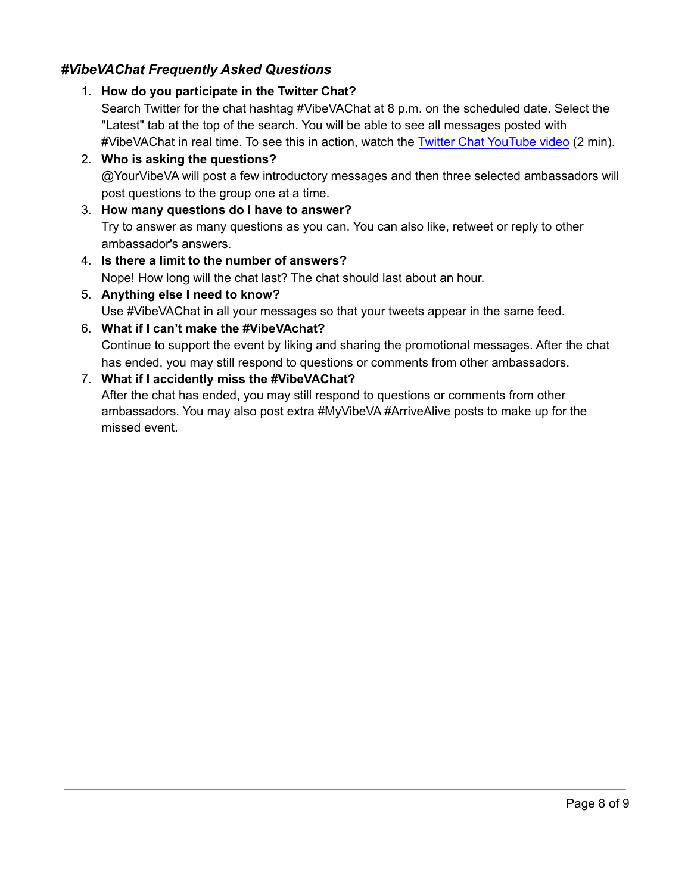### *#VibeVAChat Frequently Asked Questions*

1. **How do you participate in the Twitter Chat?**
   Search Twitter for the chat hashtag #VibeVAChat at 8 p.m. on the scheduled date. Select the "Latest" tab at the top of the search. You will be able to see all messages posted with #VibeVAChat in real time. To see this in action, watch the Twitter Chat YouTube video (2 min).
2. **Who is asking the questions?**
   @YourVibeVA will post a few introductory messages and then three selected ambassadors will post questions to the group one at a time.
3. **How many questions do I have to answer?**
   Try to answer as many questions as you can. You can also like, retweet or reply to other ambassador's answers.
4. **Is there a limit to the number of answers?**
   Nope! How long will the chat last? The chat should last about an hour.
5. **Anything else I need to know?**
   Use #VibeVAChat in all your messages so that your tweets appear in the same feed.
6. **What if I can't make the #VibeVAchat?**
   Continue to support the event by liking and sharing the promotional messages. After the chat has ended, you may still respond to questions or comments from other ambassadors.
7. **What if I accidently miss the #VibeVAChat?**
   After the chat has ended, you may still respond to questions or comments from other ambassadors. You may also post extra #MyVibeVA #ArriveAlive posts to make up for the missed event.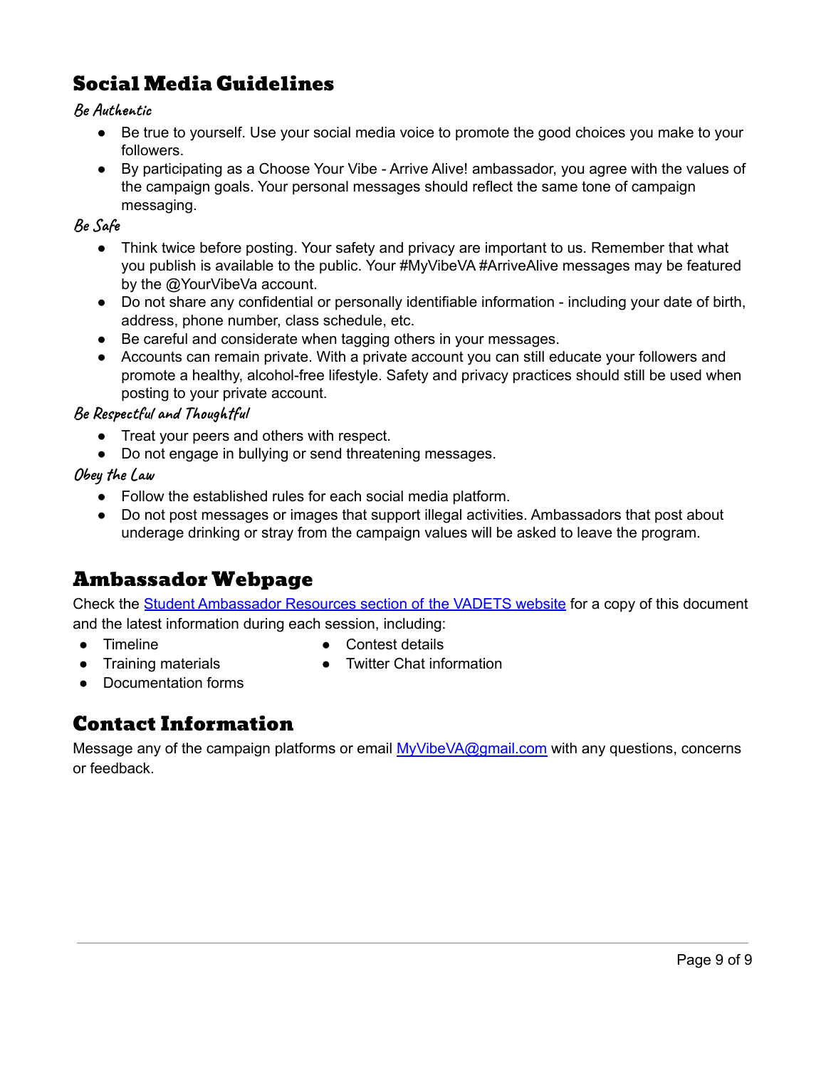## Social Media Guidelines

### *Be Authentic*

- Be true to yourself. Use your social media voice to promote the good choices you make to your followers.
- By participating as a Choose Your Vibe - Arrive Alive! ambassador, you agree with the values of the campaign goals. Your personal messages should reflect the same tone of campaign messaging.

### *Be Safe*

- Think twice before posting. Your safety and privacy are important to us. Remember that what you publish is available to the public. Your #MyVibeVA #ArriveAlive messages may be featured by the @YourVibeVa account.
- Do not share any confidential or personally identifiable information - including your date of birth, address, phone number, class schedule, etc.
- Be careful and considerate when tagging others in your messages.
- Accounts can remain private. With a private account you can still educate your followers and promote a healthy, alcohol-free lifestyle. Safety and privacy practices should still be used when posting to your private account.

### *Be Respectful and Thoughtful*

- Treat your peers and others with respect.
- Do not engage in bullying or send threatening messages.

### *Obey the Law*

- Follow the established rules for each social media platform.
- Do not post messages or images that support illegal activities. Ambassadors that post about underage drinking or stray from the campaign values will be asked to leave the program.

## Ambassador Webpage

Check the [Student Ambassador Resources section of the VADETS website] for a copy of this document and the latest information during each session, including:

- Timeline
- Training materials
- Documentation forms
- Contest details
- Twitter Chat information

## Contact Information

Message any of the campaign platforms or email MyVibeVA@gmail.com with any questions, concerns or feedback.